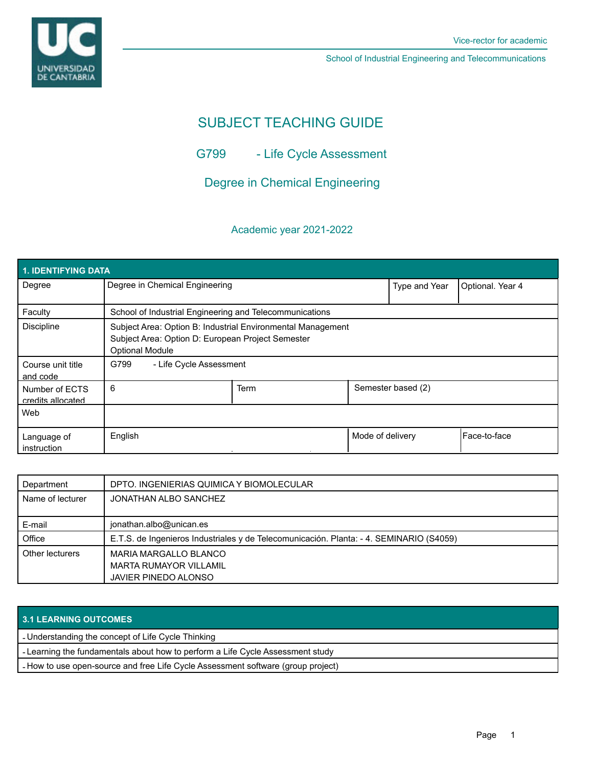Vice-rector for academic

School of Industrial Engineering and Telecommunications

# SUBJECT TEACHING GUIDE

## G799 - Life Cycle Assessment

## Degree in Chemical Engineering

Academic year 2021-2022

| 1. IDENTIFYING DATA | | | |
|---|---|---|---|
| Degree | Degree in Chemical Engineering | Type and Year | Optional. Year 4 |
| Faculty | School of Industrial Engineering and Telecommunications | | |
| Discipline | Subject Area: Option B: Industrial Environmental Management<br>Subject Area: Option D: European Project Semester<br>Optional Module | | |
| Course unit title and code | G799 - Life Cycle Assessment | | |
| Number of ECTS credits allocated | 6 | Term | Semester based (2) |
| Web | | | |
| Language of instruction | English | Mode of delivery | Face-to-face |

| | |
|---|---|
| Department | DPTO. INGENIERIAS QUIMICA Y BIOMOLECULAR |
| Name of lecturer | JONATHAN ALBO SANCHEZ |
| E-mail | jonathan.albo@unican.es |
| Office | E.T.S. de Ingenieros Industriales y de Telecomunicación. Planta: - 4. SEMINARIO (S4059) |
| Other lecturers | MARIA MARGALLO BLANCO<br>MARTA RUMAYOR VILLAMIL<br>JAVIER PINEDO ALONSO |

| 3.1 LEARNING OUTCOMES |
|---|
| - Understanding the concept of Life Cycle Thinking |
| - Learning the fundamentals about how to perform a Life Cycle Assessment study |
| - How to use open-source and free Life Cycle Assessment software (group project) |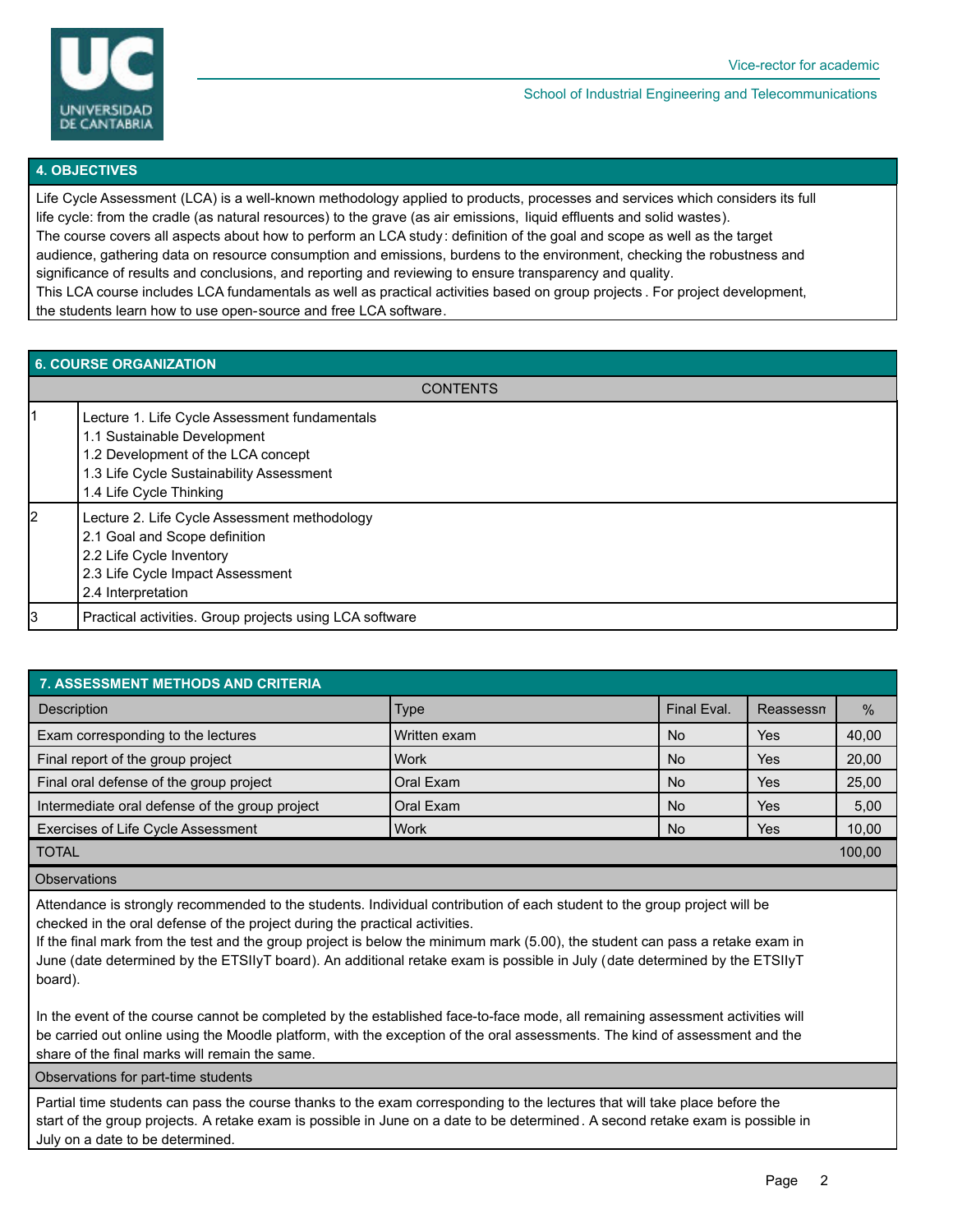## 4. OBJECTIVES

Life Cycle Assessment (LCA) is a well-known methodology applied to products, processes and services which considers its full life cycle: from the cradle (as natural resources) to the grave (as air emissions, liquid effluents and solid wastes).
The course covers all aspects about how to perform an LCA study: definition of the goal and scope as well as the target audience, gathering data on resource consumption and emissions, burdens to the environment, checking the robustness and significance of results and conclusions, and reporting and reviewing to ensure transparency and quality.
This LCA course includes LCA fundamentals as well as practical activities based on group projects. For project development, the students learn how to use open-source and free LCA software.

## 6. COURSE ORGANIZATION

| | CONTENTS |
|---|---|
| 1 | Lecture 1. Life Cycle Assessment fundamentals<br>1.1 Sustainable Development<br>1.2 Development of the LCA concept<br>1.3 Life Cycle Sustainability Assessment<br>1.4 Life Cycle Thinking |
| 2 | Lecture 2. Life Cycle Assessment methodology<br>2.1 Goal and Scope definition<br>2.2 Life Cycle Inventory<br>2.3 Life Cycle Impact Assessment<br>2.4 Interpretation |
| 3 | Practical activities. Group projects using LCA software |

## 7. ASSESSMENT METHODS AND CRITERIA

| Description | Type | Final Eval. | Reassessn | % |
|---|---|---|---|---|
| Exam corresponding to the lectures | Written exam | No | Yes | 40,00 |
| Final report of the group project | Work | No | Yes | 20,00 |
| Final oral defense of the group project | Oral Exam | No | Yes | 25,00 |
| Intermediate oral defense of the group project | Oral Exam | No | Yes | 5,00 |
| Exercises of Life Cycle Assessment | Work | No | Yes | 10,00 |
| TOTAL | | | | 100,00 |

**Observations**

Attendance is strongly recommended to the students. Individual contribution of each student to the group project will be checked in the oral defense of the project during the practical activities.
If the final mark from the test and the group project is below the minimum mark (5.00), the student can pass a retake exam in June (date determined by the ETSIIyT board). An additional retake exam is possible in July (date determined by the ETSIIyT board).

In the event of the course cannot be completed by the established face-to-face mode, all remaining assessment activities will be carried out online using the Moodle platform, with the exception of the oral assessments. The kind of assessment and the share of the final marks will remain the same.

**Observations for part-time students**

Partial time students can pass the course thanks to the exam corresponding to the lectures that will take place before the start of the group projects. A retake exam is possible in June on a date to be determined. A second retake exam is possible in July on a date to be determined.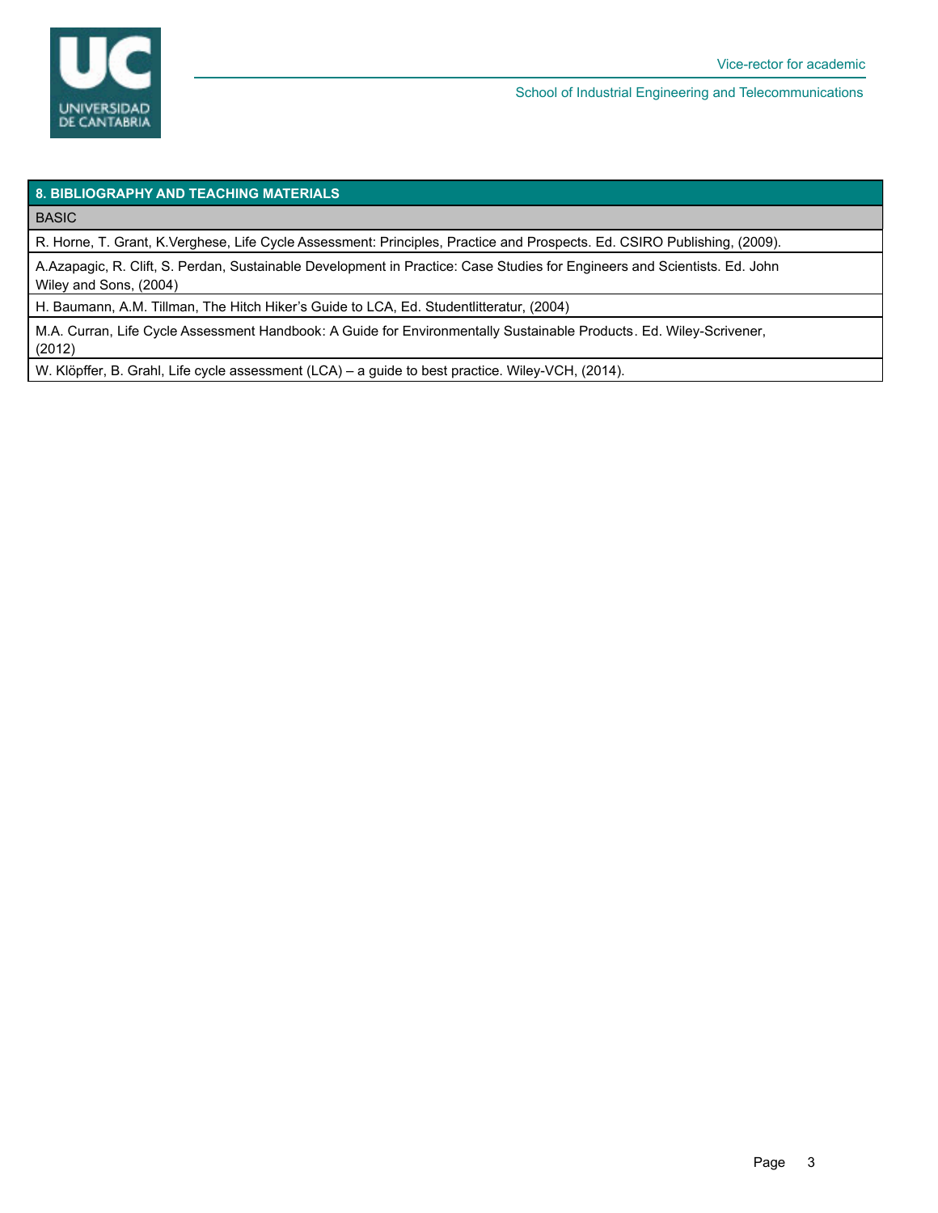## 8. BIBLIOGRAPHY AND TEACHING MATERIALS

| BASIC |
|---|
| R. Horne, T. Grant, K.Verghese, Life Cycle Assessment: Principles, Practice and Prospects. Ed. CSIRO Publishing, (2009). |
| A.Azapagic, R. Clift, S. Perdan, Sustainable Development in Practice: Case Studies for Engineers and Scientists. Ed. John Wiley and Sons, (2004) |
| H. Baumann, A.M. Tillman, The Hitch Hiker's Guide to LCA, Ed. Studentlitteratur, (2004) |
| M.A. Curran, Life Cycle Assessment Handbook: A Guide for Environmentally Sustainable Products. Ed. Wiley-Scrivener, (2012) |
| W. Klöpffer, B. Grahl, Life cycle assessment (LCA) – a guide to best practice. Wiley-VCH, (2014). |